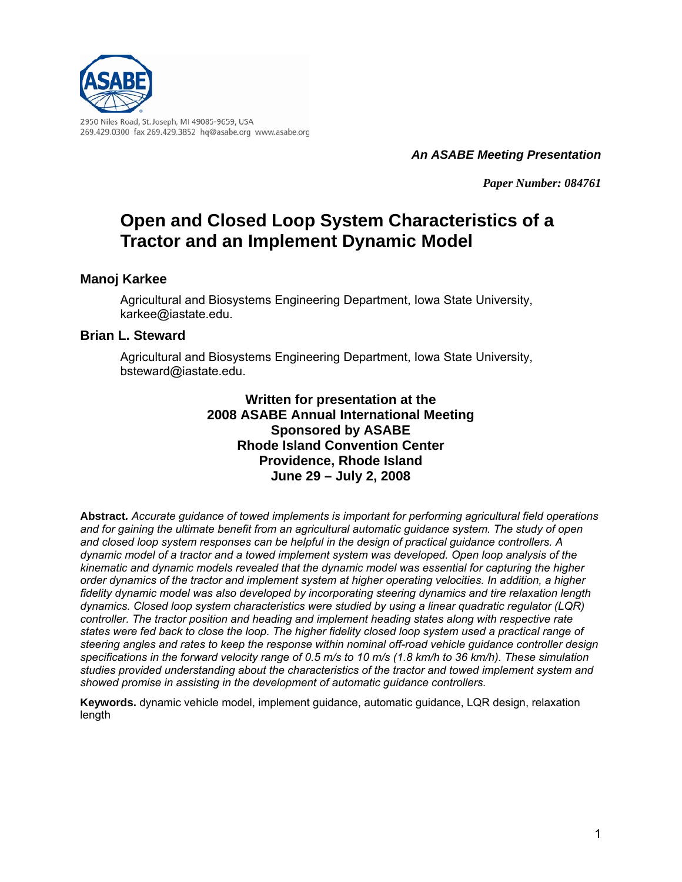2950 Niles Road, St. Joseph, MI 49085-9659, USA
269.429.0300 fax 269.429.3852 hq@asabe.org www.asabe.org

***An ASABE Meeting Presentation***

*Paper Number: 084761*

# Open and Closed Loop System Characteristics of a Tractor and an Implement Dynamic Model

### Manoj Karkee

Agricultural and Biosystems Engineering Department, Iowa State University, karkee@iastate.edu.

### Brian L. Steward

Agricultural and Biosystems Engineering Department, Iowa State University, bsteward@iastate.edu.

**Written for presentation at the**
**2008 ASABE Annual International Meeting**
**Sponsored by ASABE**
**Rhode Island Convention Center**
**Providence, Rhode Island**
**June 29 – July 2, 2008**

**Abstract.** *Accurate guidance of towed implements is important for performing agricultural field operations and for gaining the ultimate benefit from an agricultural automatic guidance system. The study of open and closed loop system responses can be helpful in the design of practical guidance controllers. A dynamic model of a tractor and a towed implement system was developed. Open loop analysis of the kinematic and dynamic models revealed that the dynamic model was essential for capturing the higher order dynamics of the tractor and implement system at higher operating velocities. In addition, a higher fidelity dynamic model was also developed by incorporating steering dynamics and tire relaxation length dynamics. Closed loop system characteristics were studied by using a linear quadratic regulator (LQR) controller. The tractor position and heading and implement heading states along with respective rate states were fed back to close the loop. The higher fidelity closed loop system used a practical range of steering angles and rates to keep the response within nominal off-road vehicle guidance controller design specifications in the forward velocity range of 0.5 m/s to 10 m/s (1.8 km/h to 36 km/h). These simulation studies provided understanding about the characteristics of the tractor and towed implement system and showed promise in assisting in the development of automatic guidance controllers.*

**Keywords.** dynamic vehicle model, implement guidance, automatic guidance, LQR design, relaxation length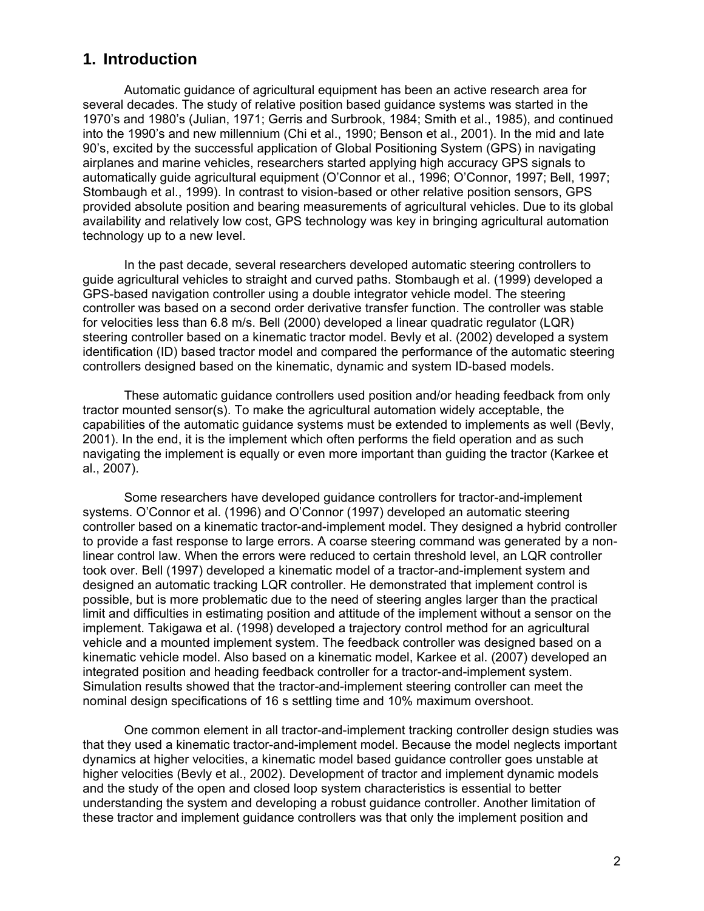# 1. Introduction

Automatic guidance of agricultural equipment has been an active research area for several decades. The study of relative position based guidance systems was started in the 1970's and 1980's (Julian, 1971; Gerris and Surbrook, 1984; Smith et al., 1985), and continued into the 1990's and new millennium (Chi et al., 1990; Benson et al., 2001). In the mid and late 90's, excited by the successful application of Global Positioning System (GPS) in navigating airplanes and marine vehicles, researchers started applying high accuracy GPS signals to automatically guide agricultural equipment (O'Connor et al., 1996; O'Connor, 1997; Bell, 1997; Stombaugh et al., 1999). In contrast to vision-based or other relative position sensors, GPS provided absolute position and bearing measurements of agricultural vehicles. Due to its global availability and relatively low cost, GPS technology was key in bringing agricultural automation technology up to a new level.

In the past decade, several researchers developed automatic steering controllers to guide agricultural vehicles to straight and curved paths. Stombaugh et al. (1999) developed a GPS-based navigation controller using a double integrator vehicle model. The steering controller was based on a second order derivative transfer function. The controller was stable for velocities less than 6.8 m/s. Bell (2000) developed a linear quadratic regulator (LQR) steering controller based on a kinematic tractor model. Bevly et al. (2002) developed a system identification (ID) based tractor model and compared the performance of the automatic steering controllers designed based on the kinematic, dynamic and system ID-based models.

These automatic guidance controllers used position and/or heading feedback from only tractor mounted sensor(s). To make the agricultural automation widely acceptable, the capabilities of the automatic guidance systems must be extended to implements as well (Bevly, 2001). In the end, it is the implement which often performs the field operation and as such navigating the implement is equally or even more important than guiding the tractor (Karkee et al., 2007).

Some researchers have developed guidance controllers for tractor-and-implement systems. O'Connor et al. (1996) and O'Connor (1997) developed an automatic steering controller based on a kinematic tractor-and-implement model. They designed a hybrid controller to provide a fast response to large errors. A coarse steering command was generated by a non-linear control law. When the errors were reduced to certain threshold level, an LQR controller took over. Bell (1997) developed a kinematic model of a tractor-and-implement system and designed an automatic tracking LQR controller. He demonstrated that implement control is possible, but is more problematic due to the need of steering angles larger than the practical limit and difficulties in estimating position and attitude of the implement without a sensor on the implement. Takigawa et al. (1998) developed a trajectory control method for an agricultural vehicle and a mounted implement system. The feedback controller was designed based on a kinematic vehicle model. Also based on a kinematic model, Karkee et al. (2007) developed an integrated position and heading feedback controller for a tractor-and-implement system. Simulation results showed that the tractor-and-implement steering controller can meet the nominal design specifications of 16 s settling time and 10% maximum overshoot.

One common element in all tractor-and-implement tracking controller design studies was that they used a kinematic tractor-and-implement model. Because the model neglects important dynamics at higher velocities, a kinematic model based guidance controller goes unstable at higher velocities (Bevly et al., 2002). Development of tractor and implement dynamic models and the study of the open and closed loop system characteristics is essential to better understanding the system and developing a robust guidance controller. Another limitation of these tractor and implement guidance controllers was that only the implement position and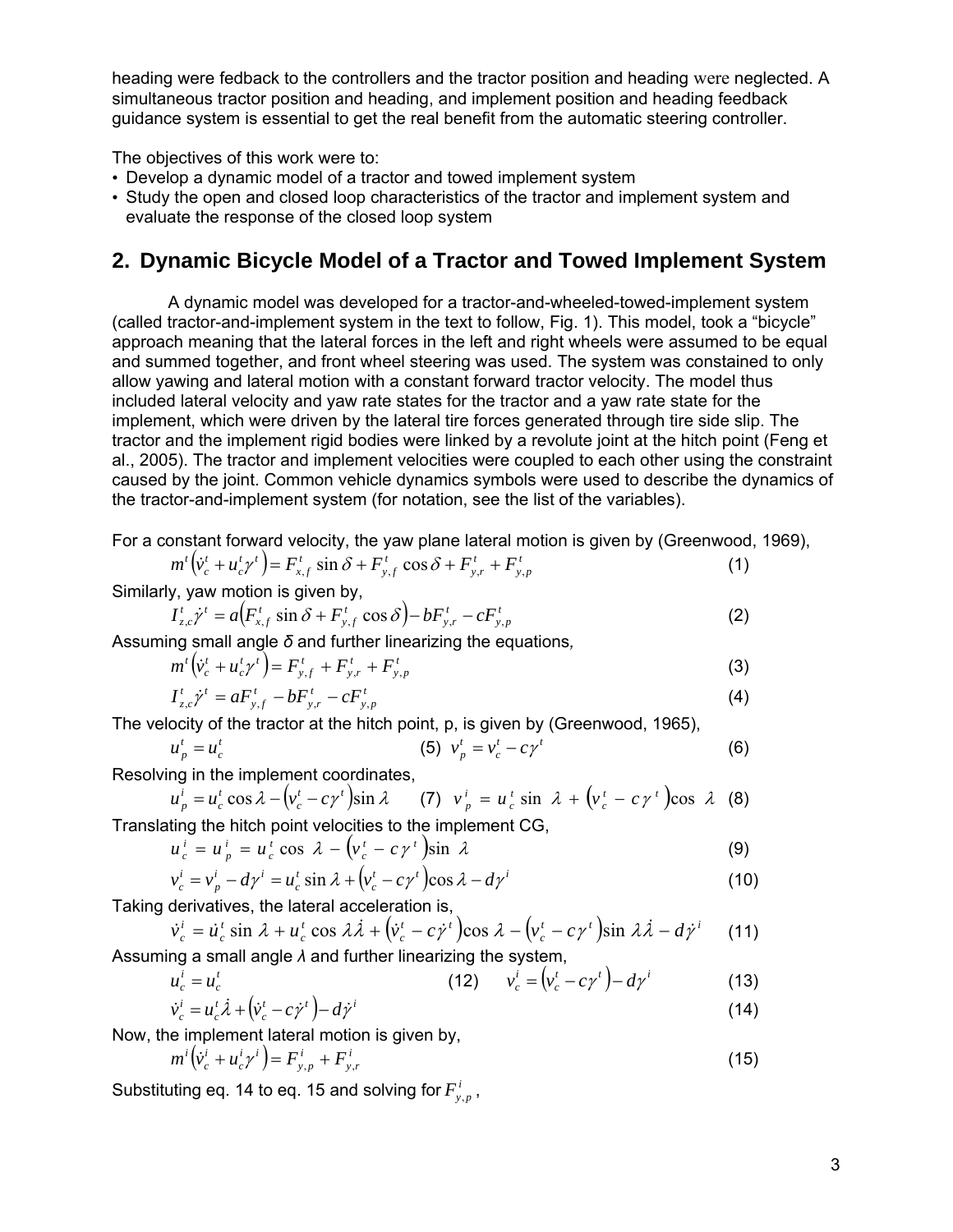heading were fedback to the controllers and the tractor position and heading were neglected. A simultaneous tractor position and heading, and implement position and heading feedback guidance system is essential to get the real benefit from the automatic steering controller.

The objectives of this work were to:

- Develop a dynamic model of a tractor and towed implement system
- Study the open and closed loop characteristics of the tractor and implement system and evaluate the response of the closed loop system

## 2. Dynamic Bicycle Model of a Tractor and Towed Implement System

A dynamic model was developed for a tractor-and-wheeled-towed-implement system (called tractor-and-implement system in the text to follow, Fig. 1). This model, took a "bicycle" approach meaning that the lateral forces in the left and right wheels were assumed to be equal and summed together, and front wheel steering was used. The system was constained to only allow yawing and lateral motion with a constant forward tractor velocity. The model thus included lateral velocity and yaw rate states for the tractor and a yaw rate state for the implement, which were driven by the lateral tire forces generated through tire side slip. The tractor and the implement rigid bodies were linked by a revolute joint at the hitch point (Feng et al., 2005). The tractor and implement velocities were coupled to each other using the constraint caused by the joint. Common vehicle dynamics symbols were used to describe the dynamics of the tractor-and-implement system (for notation, see the list of the variables).

For a constant forward velocity, the yaw plane lateral motion is given by (Greenwood, 1969),

$$m^t\left(\dot{v}_c^t + u_c^t\gamma^t\right) = F_{x,f}^t \sin\delta + F_{y,f}^t \cos\delta + F_{y,r}^t + F_{y,p}^t \quad (1)$$

Similarly, yaw motion is given by,

$$I_{z,c}^t\dot{\gamma}^t = a\left(F_{x,f}^t \sin\delta + F_{y,f}^t \cos\delta\right) - bF_{y,r}^t - cF_{y,p}^t \quad (2)$$

Assuming small angle $\delta$ and further linearizing the equations,

$$m^t\left(\dot{v}_c^t + u_c^t\gamma^t\right) = F_{y,f}^t + F_{y,r}^t + F_{y,p}^t \quad (3)$$

$$I_{z,c}^t\dot{\gamma}^t = aF_{y,f}^t - bF_{y,r}^t - cF_{y,p}^t \quad (4)$$

The velocity of the tractor at the hitch point, p, is given by (Greenwood, 1965),

$$u_p^t = u_c^t \quad (5) \qquad v_p^t = v_c^t - c\gamma^t \quad (6)$$

Resolving in the implement coordinates,

$$u_p^i = u_c^t\cos\lambda - \left(v_c^t - c\gamma^t\right)\sin\lambda \quad (7) \qquad v_p^i = u_c^t\sin\lambda + \left(v_c^t - c\gamma^t\right)\cos\lambda \quad (8)$$

Translating the hitch point velocities to the implement CG,

$$u_c^i = u_p^i = u_c^t\cos\lambda - \left(v_c^t - c\gamma^t\right)\sin\lambda \quad (9)$$

$$v_c^i = v_p^i - d\gamma^i = u_c^t\sin\lambda + \left(v_c^t - c\gamma^t\right)\cos\lambda - d\gamma^i \quad (10)$$

Taking derivatives, the lateral acceleration is,

$$\dot{v}_c^i = \dot{u}_c^t\sin\lambda + u_c^t\cos\lambda\dot{\lambda} + \left(\dot{v}_c^t - c\dot{\gamma}^t\right)\cos\lambda - \left(v_c^t - c\gamma^t\right)\sin\lambda\dot{\lambda} - d\dot{\gamma}^i \quad (11)$$

Assuming a small angle $\lambda$ and further linearizing the system,

$$u_c^i = u_c^t \quad (12) \qquad v_c^i = \left(v_c^t - c\gamma^t\right) - d\gamma^i \quad (13)$$

$$\dot{v}_c^i = u_c^t\dot{\lambda} + \left(\dot{v}_c^t - c\dot{\gamma}^t\right) - d\dot{\gamma}^i \quad (14)$$

Now, the implement lateral motion is given by,

$$m^i\left(\dot{v}_c^i + u_c^i\gamma^i\right) = F_{y,p}^i + F_{y,r}^i \quad (15)$$

Substituting eq. 14 to eq. 15 and solving for $F_{y,p}^i$,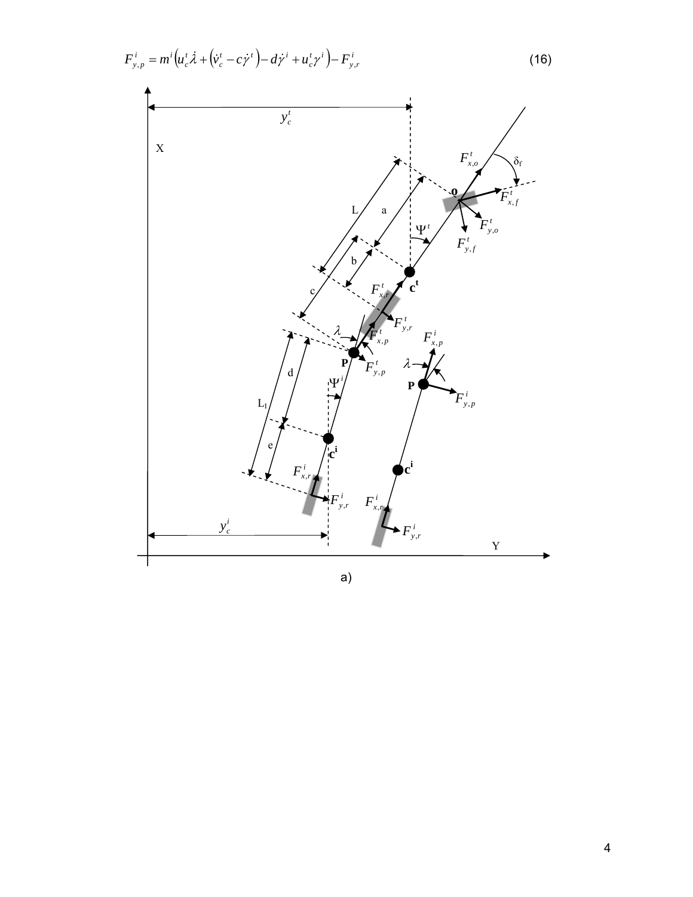$$F_{y,p}^{i} = m^{i}\left(u_{c}^{t}\dot{\lambda} + \left(\dot{v}_{c}^{t} - c\dot{\gamma}^{t}\right) - d\dot{\gamma}^{i} + u_{c}^{t}\gamma^{i}\right) - F_{y,r}^{i} \tag{16}$$

a)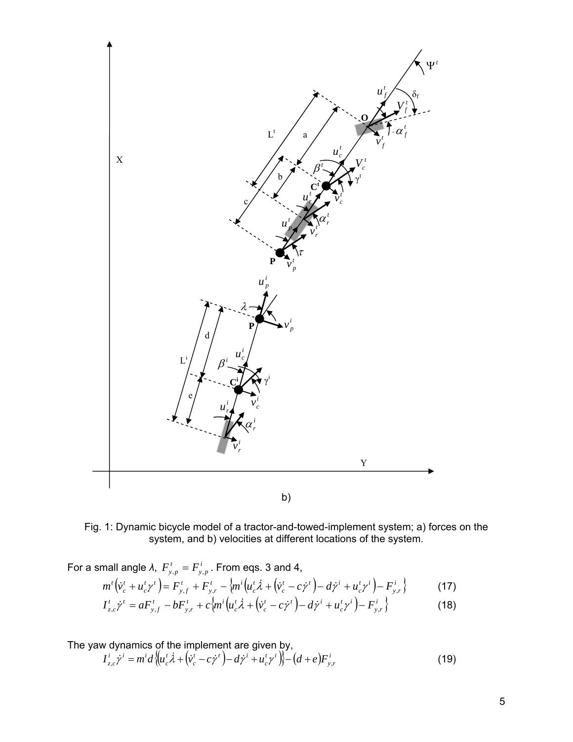b)

Fig. 1: Dynamic bicycle model of a tractor-and-towed-implement system; a) forces on the system, and b) velocities at different locations of the system.

For a small angle $\lambda$, $F^{t}_{y,p} = F^{i}_{y,p}$. From eqs. 3 and 4,

$$m^{t}\left(\dot{v}^{t}_{c} + u^{t}_{c}\gamma^{t}\right) = F^{t}_{y,f} + F^{t}_{y,r} - \left\{m^{i}\left(u^{t}_{c}\dot{\lambda} + \left(\dot{v}^{t}_{c} - c\dot{\gamma}^{t}\right) - d\dot{\gamma}^{i} + u^{t}_{c}\gamma^{i}\right) - F^{i}_{y,r}\right\} \tag{17}$$

$$I^{t}_{z,c}\dot{\gamma}^{t} = aF^{t}_{y,f} - bF^{t}_{y,r} + c\left\{m^{i}\left(u^{t}_{c}\dot{\lambda} + \left(\dot{v}^{t}_{c} - c\dot{\gamma}^{t}\right) - d\dot{\gamma}^{i} + u^{t}_{c}\gamma^{i}\right) - F^{i}_{y,r}\right\} \tag{18}$$

The yaw dynamics of the implement are given by,

$$I^{i}_{z,c}\dot{\gamma}^{i} = m^{i}d\left\{\left(u^{t}_{c}\dot{\lambda} + \left(\dot{v}^{t}_{c} - c\dot{\gamma}^{t}\right) - d\dot{\gamma}^{i} + u^{t}_{c}\gamma^{i}\right)\right\} - (d+e)F^{i}_{y,r} \tag{19}$$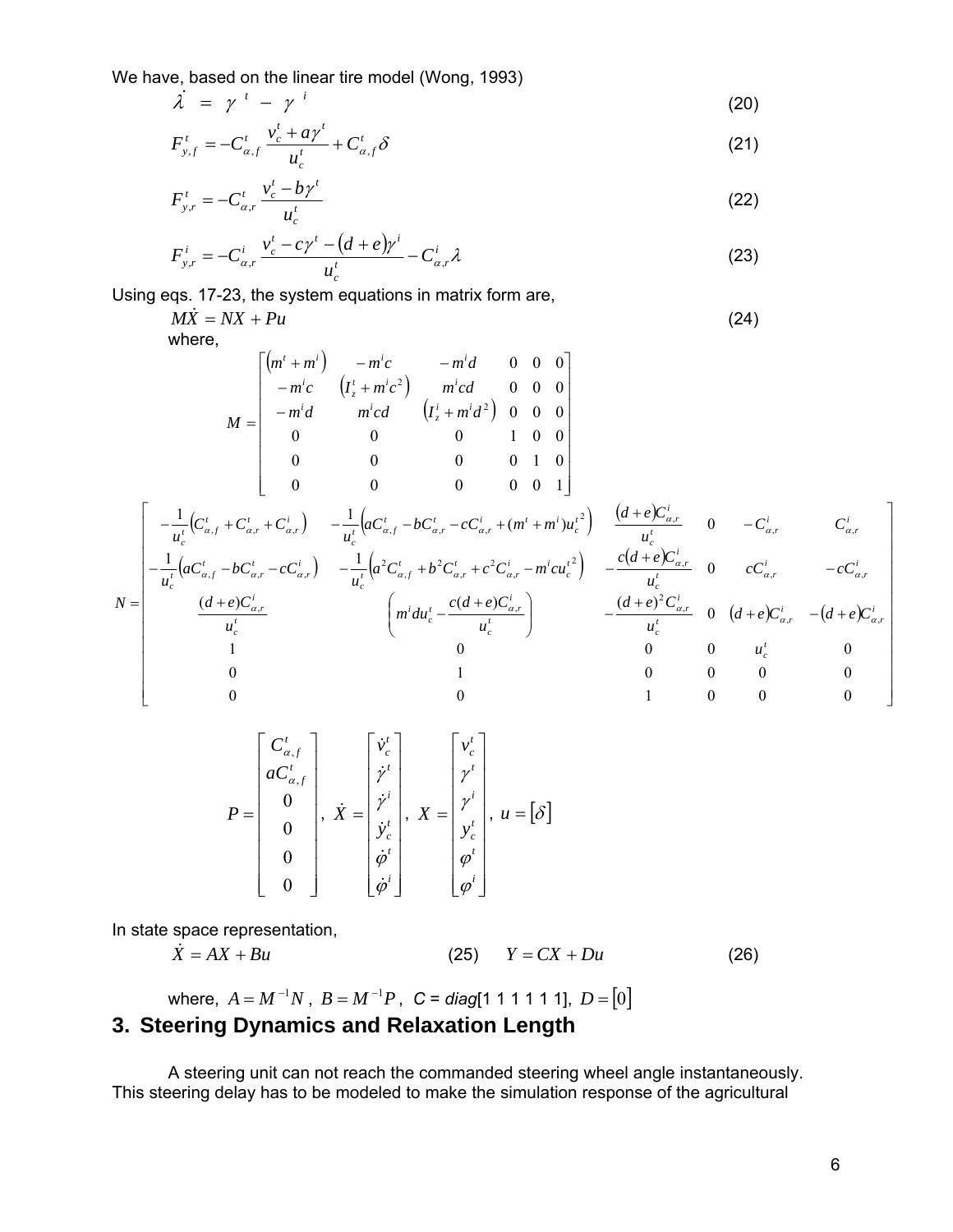We have, based on the linear tire model (Wong, 1993)

$$\dot{\lambda} = \gamma^t - \gamma^i \tag{20}$$

$$F_{y,f}^t = -C_{\alpha,f}^t \frac{v_c^t + a\gamma^t}{u_c^t} + C_{\alpha,f}^t \delta \tag{21}$$

$$F_{y,r}^t = -C_{\alpha,r}^t \frac{v_c^t - b\gamma^t}{u_c^t} \tag{22}$$

$$F_{y,r}^i = -C_{\alpha,r}^i \frac{v_c^t - c\gamma^t - (d+e)\gamma^i}{u_c^t} - C_{\alpha,r}^i \lambda \tag{23}$$

Using eqs. 17-23, the system equations in matrix form are,

$$M\dot{X} = NX + Pu \tag{24}$$

where,

$$M = \begin{bmatrix} (m^t + m^i) & -m^i c & -m^i d & 0 & 0 & 0 \\ -m^i c & (I_z^t + m^i c^2) & m^i cd & 0 & 0 & 0 \\ -m^i d & m^i cd & (I_z^i + m^i d^2) & 0 & 0 & 0 \\ 0 & 0 & 0 & 1 & 0 & 0 \\ 0 & 0 & 0 & 0 & 1 & 0 \\ 0 & 0 & 0 & 0 & 0 & 1 \end{bmatrix}$$

$$N = \begin{bmatrix} -\frac{1}{u_c^t}\left(C_{\alpha,f}^t + C_{\alpha,r}^t + C_{\alpha,r}^i\right) & -\frac{1}{u_c^t}\left(aC_{\alpha,f}^t - bC_{\alpha,r}^t - cC_{\alpha,r}^i + (m^t + m^i)u_c^{t\,2}\right) & \frac{(d+e)C_{\alpha,r}^i}{u_c^t} & 0 & -C_{\alpha,r}^i & C_{\alpha,r}^i \\ -\frac{1}{u_c^t}\left(aC_{\alpha,f}^t - bC_{\alpha,r}^t - cC_{\alpha,r}^i\right) & -\frac{1}{u_c^t}\left(a^2 C_{\alpha,f}^t + b^2 C_{\alpha,r}^t + c^2 C_{\alpha,r}^i - m^i c u_c^{t\,2}\right) & -\frac{c(d+e)C_{\alpha,r}^i}{u_c^t} & 0 & cC_{\alpha,r}^i & -cC_{\alpha,r}^i \\ \frac{(d+e)C_{\alpha,r}^i}{u_c^t} & \left(m^i d u_c^t - \frac{c(d+e)C_{\alpha,r}^i}{u_c^t}\right) & -\frac{(d+e)^2 C_{\alpha,r}^i}{u_c^t} & 0 & (d+e)C_{\alpha,r}^i & -(d+e)C_{\alpha,r}^i \\ 1 & 0 & 0 & 0 & u_c^t & 0 \\ 0 & 1 & 0 & 0 & 0 & 0 \\ 0 & 0 & 1 & 0 & 0 & 0 \end{bmatrix}$$

$$P = \begin{bmatrix} C_{\alpha,f}^t \\ aC_{\alpha,f}^t \\ 0 \\ 0 \\ 0 \\ 0 \end{bmatrix}, \quad \dot{X} = \begin{bmatrix} \dot{v}_c^t \\ \dot{\gamma}^t \\ \dot{\gamma}^i \\ \dot{y}_c^t \\ \dot{\varphi}^t \\ \dot{\varphi}^i \end{bmatrix}, \quad X = \begin{bmatrix} v_c^t \\ \gamma^t \\ \gamma^i \\ y_c^t \\ \varphi^t \\ \varphi^i \end{bmatrix}, \quad u = [\delta]$$

In state space representation,

$$\dot{X} = AX + Bu \tag{25}$$

$$Y = CX + Du \tag{26}$$

where, $A = M^{-1}N$, $B = M^{-1}P$, $C$ = *diag*[1 1 1 1 1 1], $D = [0]$

## 3. Steering Dynamics and Relaxation Length

A steering unit can not reach the commanded steering wheel angle instantaneously. This steering delay has to be modeled to make the simulation response of the agricultural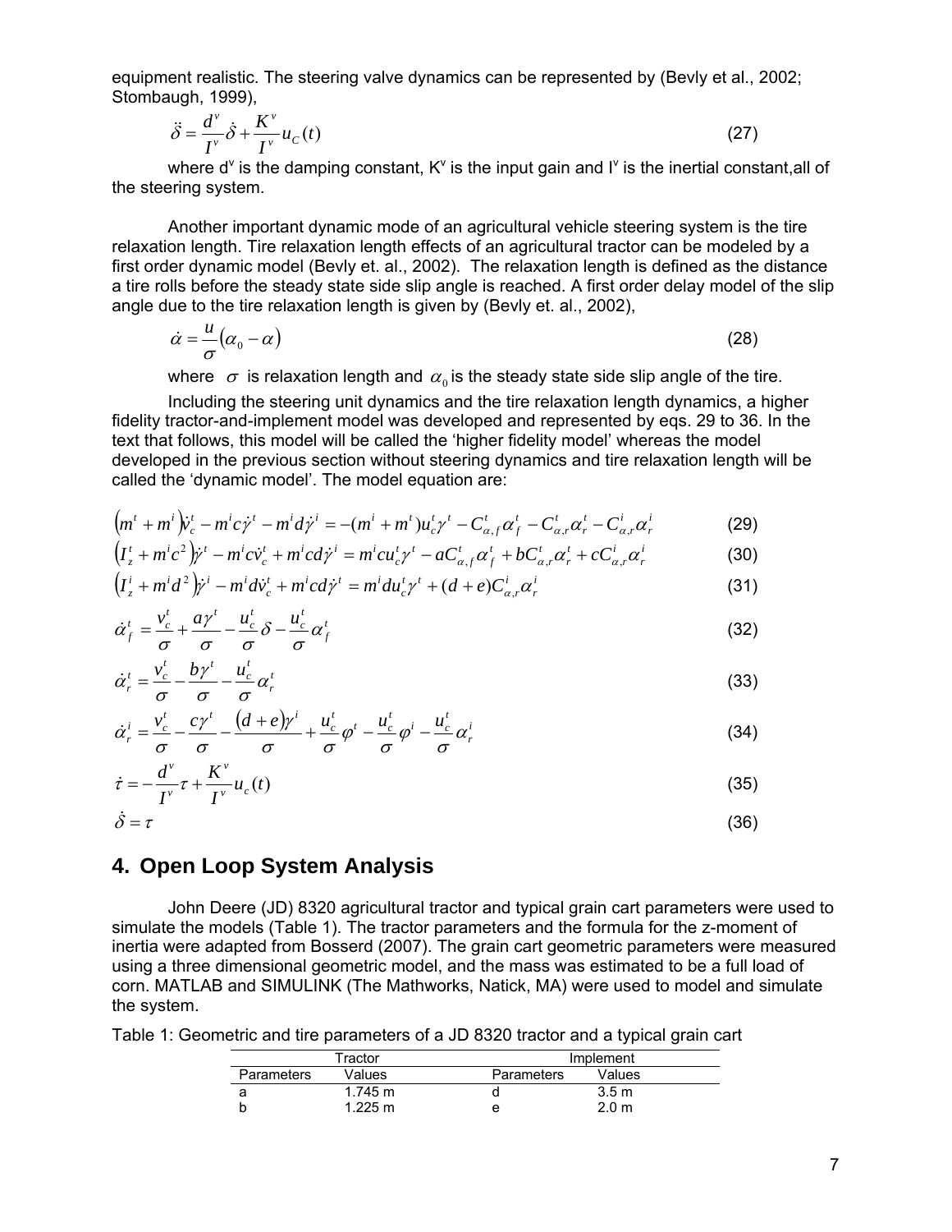equipment realistic. The steering valve dynamics can be represented by (Bevly et al., 2002; Stombaugh, 1999),

$$\ddot{\delta} = \frac{d^v}{I^v}\dot{\delta} + \frac{K^v}{I^v}u_C(t) \tag{27}$$

where $d^v$ is the damping constant, $K^v$ is the input gain and $I^v$ is the inertial constant,all of the steering system.

Another important dynamic mode of an agricultural vehicle steering system is the tire relaxation length. Tire relaxation length effects of an agricultural tractor can be modeled by a first order dynamic model (Bevly et. al., 2002). The relaxation length is defined as the distance a tire rolls before the steady state side slip angle is reached. A first order delay model of the slip angle due to the tire relaxation length is given by (Bevly et. al., 2002),

$$\dot{\alpha} = \frac{u}{\sigma}(\alpha_0 - \alpha) \tag{28}$$

where $\sigma$ is relaxation length and $\alpha_0$ is the steady state side slip angle of the tire.

Including the steering unit dynamics and the tire relaxation length dynamics, a higher fidelity tractor-and-implement model was developed and represented by eqs. 29 to 36. In the text that follows, this model will be called the 'higher fidelity model' whereas the model developed in the previous section without steering dynamics and tire relaxation length will be called the 'dynamic model'. The model equation are:

$$\left(m^t + m^i\right)\dot{v}_c^t - m^i c\dot{\gamma}^t - m^i d\dot{\gamma}^i = -(m^i + m^t)u_c^t\gamma^t - C_{\alpha,f}^t\alpha_f^t - C_{\alpha,r}^t\alpha_r^t - C_{\alpha,r}^i\alpha_r^i \tag{29}$$

$$\left(I_z^t + m^i c^2\right)\dot{\gamma}^t - m^i c\dot{v}_c^t + m^i cd\dot{\gamma}^i = m^i cu_c^t\gamma^t - aC_{\alpha,f}^t\alpha_f^t + bC_{\alpha,r}^t\alpha_r^t + cC_{\alpha,r}^i\alpha_r^i \tag{30}$$

$$\left(I_z^i + m^i d^2\right)\dot{\gamma}^i - m^i d\dot{v}_c^t + m^i cd\dot{\gamma}^t = m^i du_c^t\gamma^t + (d+e)C_{\alpha,r}^i\alpha_r^i \tag{31}$$

$$\dot{\alpha}_f^t = \frac{v_c^t}{\sigma} + \frac{a\gamma^t}{\sigma} - \frac{u_c^t}{\sigma}\delta - \frac{u_c^t}{\sigma}\alpha_f^t \tag{32}$$

$$\dot{\alpha}_r^t = \frac{v_c^t}{\sigma} - \frac{b\gamma^t}{\sigma} - \frac{u_c^t}{\sigma}\alpha_r^t \tag{33}$$

$$\dot{\alpha}_r^i = \frac{v_c^t}{\sigma} - \frac{c\gamma^t}{\sigma} - \frac{(d+e)\gamma^i}{\sigma} + \frac{u_c^t}{\sigma}\varphi^t - \frac{u_c^t}{\sigma}\varphi^i - \frac{u_c^t}{\sigma}\alpha_r^i \tag{34}$$

$$\dot{\tau} = -\frac{d^v}{I^v}\tau + \frac{K^v}{I^v}u_c(t) \tag{35}$$

$$\dot{\delta} = \tau \tag{36}$$

## 4. Open Loop System Analysis

John Deere (JD) 8320 agricultural tractor and typical grain cart parameters were used to simulate the models (Table 1). The tractor parameters and the formula for the z-moment of inertia were adapted from Bosserd (2007). The grain cart geometric parameters were measured using a three dimensional geometric model, and the mass was estimated to be a full load of corn. MATLAB and SIMULINK (The Mathworks, Natick, MA) were used to model and simulate the system.

Table 1: Geometric and tire parameters of a JD 8320 tractor and a typical grain cart

| Tractor | | Implement | |
|---|---|---|---|
| Parameters | Values | Parameters | Values |
| a | 1.745 m | d | 3.5 m |
| b | 1.225 m | e | 2.0 m |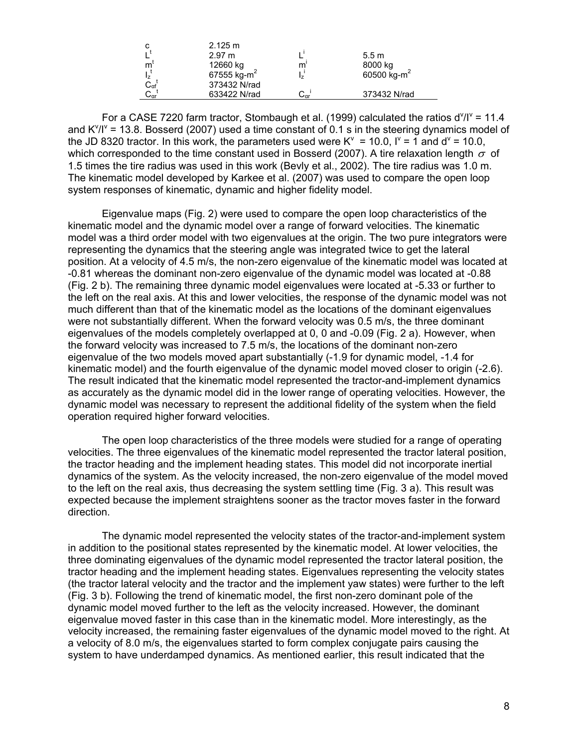| | | | |
|---|---|---|---|
| $c$ | 2.125 m | | |
| $L^t$ | 2.97 m | $L^i$ | 5.5 m |
| $m^t$ | 12660 kg | $m^i$ | 8000 kg |
| $I_z^t$ | 67555 kg-m$^2$ | $I_z^i$ | 60500 kg-m$^2$ |
| $C_{\alpha f}^t$ | 373432 N/rad | | |
| $C_{\alpha r}^t$ | 633422 N/rad | $C_{\alpha r}^i$ | 373432 N/rad |

For a CASE 7220 farm tractor, Stombaugh et al. (1999) calculated the ratios $d^v/I^v$ = 11.4 and $K^v/I^v$ = 13.8. Bosserd (2007) used a time constant of 0.1 s in the steering dynamics model of the JD 8320 tractor. In this work, the parameters used were $K^v$ = 10.0, $I^v$ = 1 and $d^v$ = 10.0, which corresponded to the time constant used in Bosserd (2007). A tire relaxation length $\sigma$ of 1.5 times the tire radius was used in this work (Bevly et al., 2002). The tire radius was 1.0 m. The kinematic model developed by Karkee et al. (2007) was used to compare the open loop system responses of kinematic, dynamic and higher fidelity model.

Eigenvalue maps (Fig. 2) were used to compare the open loop characteristics of the kinematic model and the dynamic model over a range of forward velocities. The kinematic model was a third order model with two eigenvalues at the origin. The two pure integrators were representing the dynamics that the steering angle was integrated twice to get the lateral position. At a velocity of 4.5 m/s, the non-zero eigenvalue of the kinematic model was located at -0.81 whereas the dominant non-zero eigenvalue of the dynamic model was located at -0.88 (Fig. 2 b). The remaining three dynamic model eigenvalues were located at -5.33 or further to the left on the real axis. At this and lower velocities, the response of the dynamic model was not much different than that of the kinematic model as the locations of the dominant eigenvalues were not substantially different. When the forward velocity was 0.5 m/s, the three dominant eigenvalues of the models completely overlapped at 0, 0 and -0.09 (Fig. 2 a). However, when the forward velocity was increased to 7.5 m/s, the locations of the dominant non-zero eigenvalue of the two models moved apart substantially (-1.9 for dynamic model, -1.4 for kinematic model) and the fourth eigenvalue of the dynamic model moved closer to origin (-2.6). The result indicated that the kinematic model represented the tractor-and-implement dynamics as accurately as the dynamic model did in the lower range of operating velocities. However, the dynamic model was necessary to represent the additional fidelity of the system when the field operation required higher forward velocities.

The open loop characteristics of the three models were studied for a range of operating velocities. The three eigenvalues of the kinematic model represented the tractor lateral position, the tractor heading and the implement heading states. This model did not incorporate inertial dynamics of the system. As the velocity increased, the non-zero eigenvalue of the model moved to the left on the real axis, thus decreasing the system settling time (Fig. 3 a). This result was expected because the implement straightens sooner as the tractor moves faster in the forward direction.

The dynamic model represented the velocity states of the tractor-and-implement system in addition to the positional states represented by the kinematic model. At lower velocities, the three dominating eigenvalues of the dynamic model represented the tractor lateral position, the tractor heading and the implement heading states. Eigenvalues representing the velocity states (the tractor lateral velocity and the tractor and the implement yaw states) were further to the left (Fig. 3 b). Following the trend of kinematic model, the first non-zero dominant pole of the dynamic model moved further to the left as the velocity increased. However, the dominant eigenvalue moved faster in this case than in the kinematic model. More interestingly, as the velocity increased, the remaining faster eigenvalues of the dynamic model moved to the right. At a velocity of 8.0 m/s, the eigenvalues started to form complex conjugate pairs causing the system to have underdamped dynamics. As mentioned earlier, this result indicated that the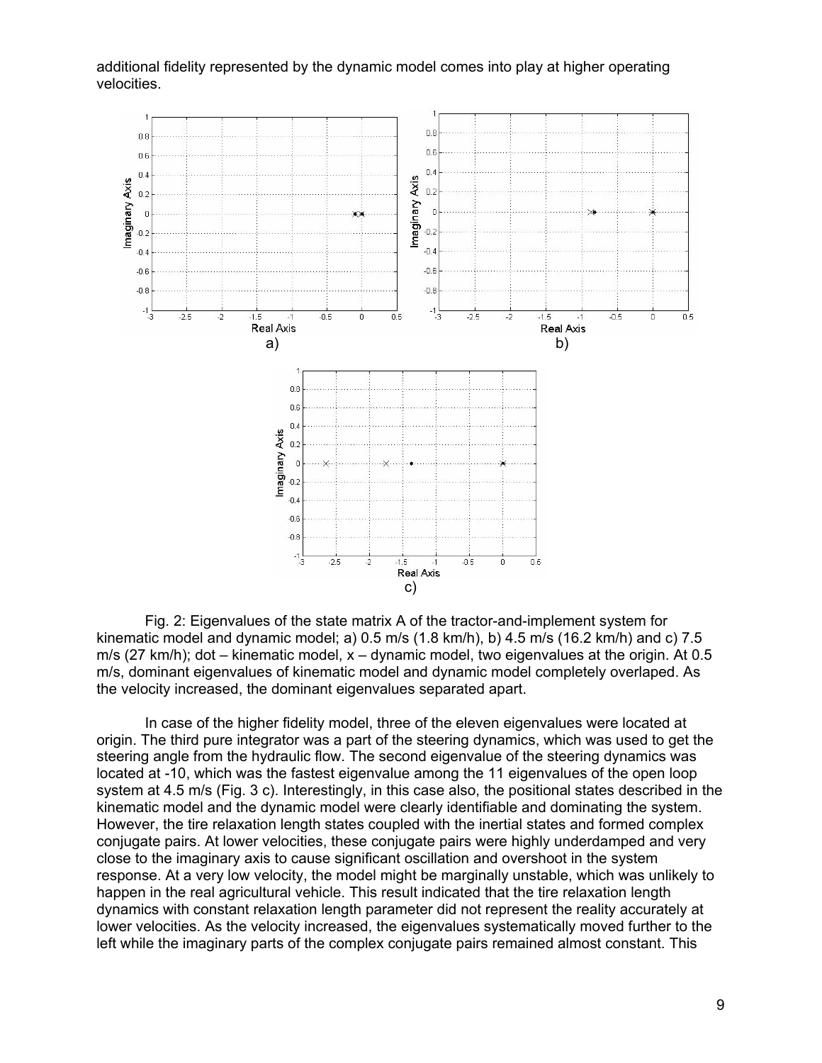additional fidelity represented by the dynamic model comes into play at higher operating velocities.

a) b) c)

Fig. 2: Eigenvalues of the state matrix A of the tractor-and-implement system for kinematic model and dynamic model; a) 0.5 m/s (1.8 km/h), b) 4.5 m/s (16.2 km/h) and c) 7.5 m/s (27 km/h); dot – kinematic model, x – dynamic model, two eigenvalues at the origin. At 0.5 m/s, dominant eigenvalues of kinematic model and dynamic model completely overlaped. As the velocity increased, the dominant eigenvalues separated apart.

In case of the higher fidelity model, three of the eleven eigenvalues were located at origin. The third pure integrator was a part of the steering dynamics, which was used to get the steering angle from the hydraulic flow. The second eigenvalue of the steering dynamics was located at -10, which was the fastest eigenvalue among the 11 eigenvalues of the open loop system at 4.5 m/s (Fig. 3 c). Interestingly, in this case also, the positional states described in the kinematic model and the dynamic model were clearly identifiable and dominating the system. However, the tire relaxation length states coupled with the inertial states and formed complex conjugate pairs. At lower velocities, these conjugate pairs were highly underdamped and very close to the imaginary axis to cause significant oscillation and overshoot in the system response. At a very low velocity, the model might be marginally unstable, which was unlikely to happen in the real agricultural vehicle. This result indicated that the tire relaxation length dynamics with constant relaxation length parameter did not represent the reality accurately at lower velocities. As the velocity increased, the eigenvalues systematically moved further to the left while the imaginary parts of the complex conjugate pairs remained almost constant. This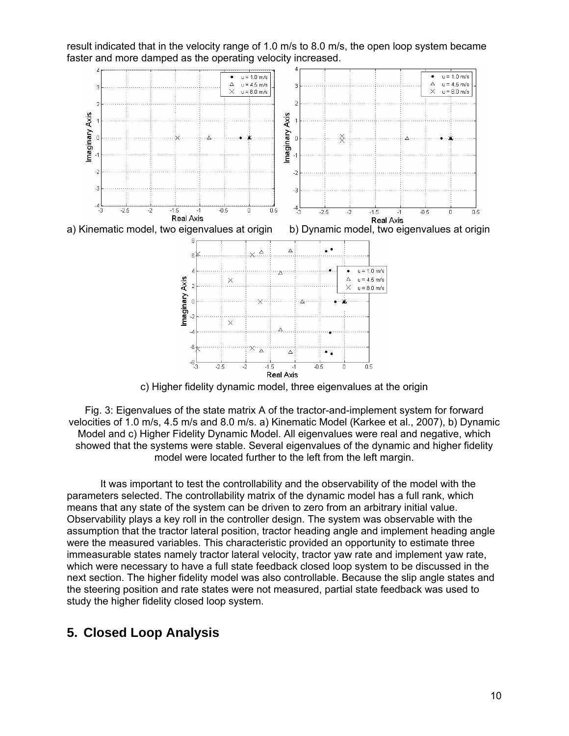result indicated that in the velocity range of 1.0 m/s to 8.0 m/s, the open loop system became faster and more damped as the operating velocity increased.

a) Kinematic model, two eigenvalues at origin

b) Dynamic model, two eigenvalues at origin

c) Higher fidelity dynamic model, three eigenvalues at the origin

Fig. 3: Eigenvalues of the state matrix A of the tractor-and-implement system for forward velocities of 1.0 m/s, 4.5 m/s and 8.0 m/s. a) Kinematic Model (Karkee et al., 2007), b) Dynamic Model and c) Higher Fidelity Dynamic Model. All eigenvalues were real and negative, which showed that the systems were stable. Several eigenvalues of the dynamic and higher fidelity model were located further to the left from the left margin.

It was important to test the controllability and the observability of the model with the parameters selected. The controllability matrix of the dynamic model has a full rank, which means that any state of the system can be driven to zero from an arbitrary initial value. Observability plays a key roll in the controller design. The system was observable with the assumption that the tractor lateral position, tractor heading angle and implement heading angle were the measured variables. This characteristic provided an opportunity to estimate three immeasurable states namely tractor lateral velocity, tractor yaw rate and implement yaw rate, which were necessary to have a full state feedback closed loop system to be discussed in the next section. The higher fidelity model was also controllable. Because the slip angle states and the steering position and rate states were not measured, partial state feedback was used to study the higher fidelity closed loop system.

## 5. Closed Loop Analysis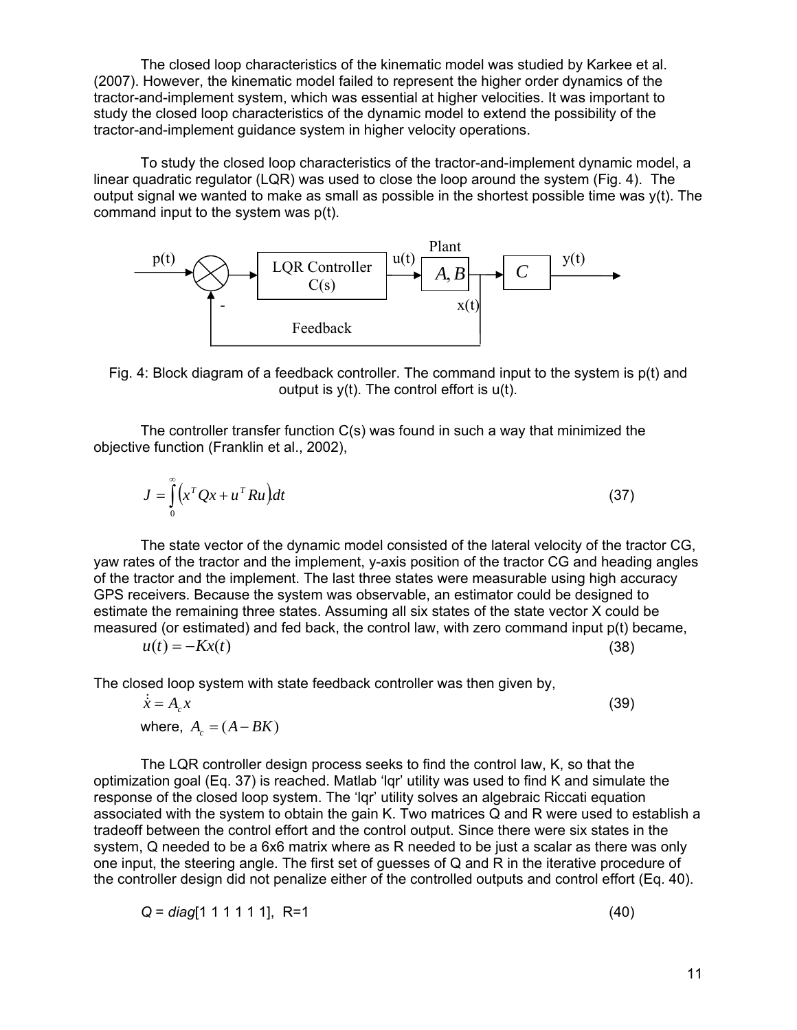The closed loop characteristics of the kinematic model was studied by Karkee et al. (2007). However, the kinematic model failed to represent the higher order dynamics of the tractor-and-implement system, which was essential at higher velocities. It was important to study the closed loop characteristics of the dynamic model to extend the possibility of the tractor-and-implement guidance system in higher velocity operations.

To study the closed loop characteristics of the tractor-and-implement dynamic model, a linear quadratic regulator (LQR) was used to close the loop around the system (Fig. 4). The output signal we wanted to make as small as possible in the shortest possible time was y(t). The command input to the system was p(t).

Fig. 4: Block diagram of a feedback controller. The command input to the system is p(t) and output is y(t). The control effort is u(t).

The controller transfer function C(s) was found in such a way that minimized the objective function (Franklin et al., 2002),

$$J = \int_0^\infty \left( x^T Q x + u^T R u \right) dt \tag{37}$$

The state vector of the dynamic model consisted of the lateral velocity of the tractor CG, yaw rates of the tractor and the implement, y-axis position of the tractor CG and heading angles of the tractor and the implement. The last three states were measurable using high accuracy GPS receivers. Because the system was observable, an estimator could be designed to estimate the remaining three states. Assuming all six states of the state vector X could be measured (or estimated) and fed back, the control law, with zero command input p(t) became,

$$u(t) = -Kx(t) \tag{38}$$

The closed loop system with state feedback controller was then given by,

$$\dot{x} = A_c x \tag{39}$$

where, $A_c = (A - BK)$

The LQR controller design process seeks to find the control law, K, so that the optimization goal (Eq. 37) is reached. Matlab 'lqr' utility was used to find K and simulate the response of the closed loop system. The 'lqr' utility solves an algebraic Riccati equation associated with the system to obtain the gain K. Two matrices Q and R were used to establish a tradeoff between the control effort and the control output. Since there were six states in the system, Q needed to be a 6x6 matrix where as R needed to be just a scalar as there was only one input, the steering angle. The first set of guesses of Q and R in the iterative procedure of the controller design did not penalize either of the controlled outputs and control effort (Eq. 40).

$$Q = diag[1\ 1\ 1\ 1\ 1\ 1], \quad R=1 \tag{40}$$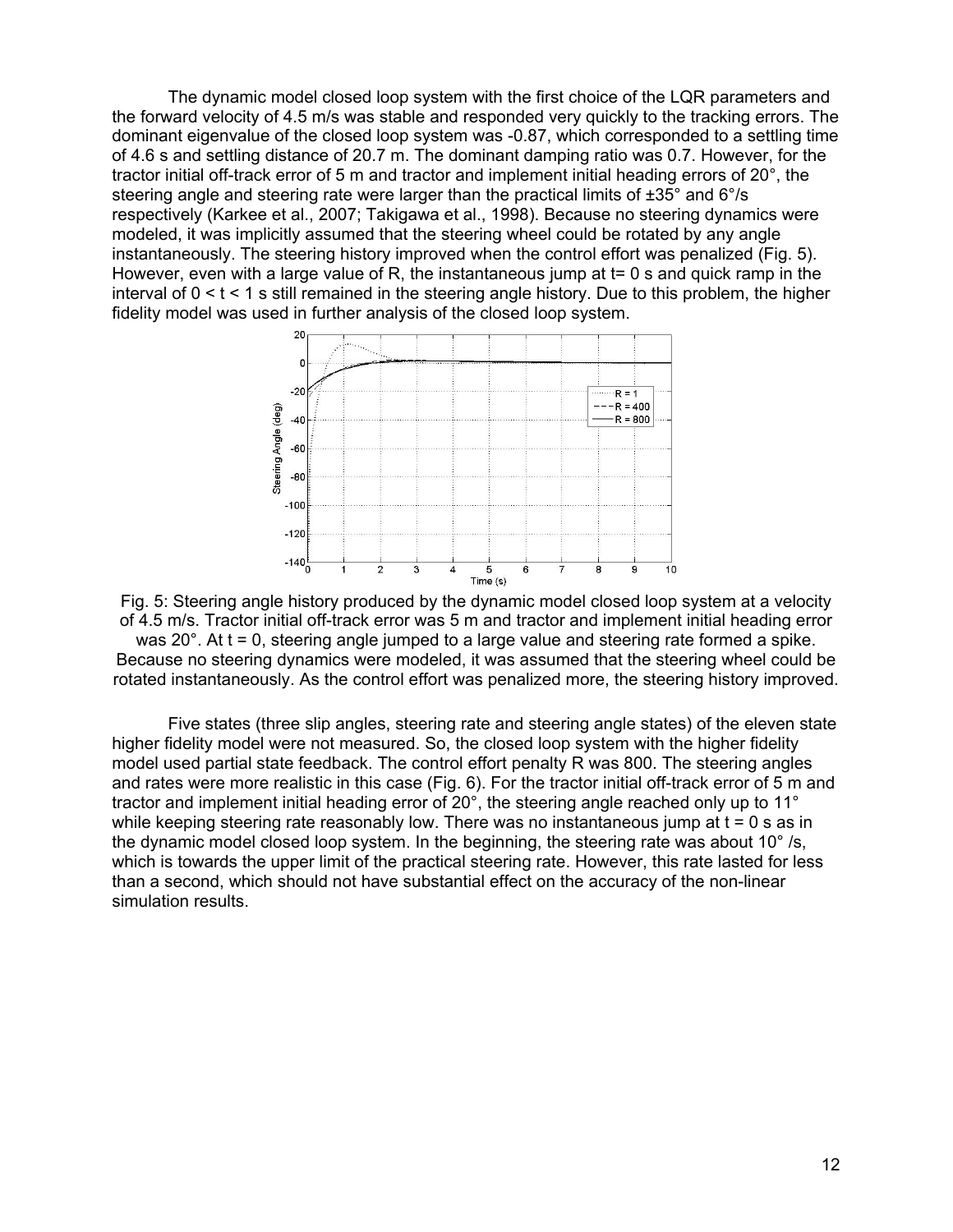The dynamic model closed loop system with the first choice of the LQR parameters and the forward velocity of 4.5 m/s was stable and responded very quickly to the tracking errors. The dominant eigenvalue of the closed loop system was -0.87, which corresponded to a settling time of 4.6 s and settling distance of 20.7 m. The dominant damping ratio was 0.7. However, for the tractor initial off-track error of 5 m and tractor and implement initial heading errors of 20°, the steering angle and steering rate were larger than the practical limits of ±35° and 6°/s respectively (Karkee et al., 2007; Takigawa et al., 1998). Because no steering dynamics were modeled, it was implicitly assumed that the steering wheel could be rotated by any angle instantaneously. The steering history improved when the control effort was penalized (Fig. 5). However, even with a large value of R, the instantaneous jump at t= 0 s and quick ramp in the interval of 0 < t < 1 s still remained in the steering angle history. Due to this problem, the higher fidelity model was used in further analysis of the closed loop system.

Fig. 5: Steering angle history produced by the dynamic model closed loop system at a velocity of 4.5 m/s. Tractor initial off-track error was 5 m and tractor and implement initial heading error was 20°. At t = 0, steering angle jumped to a large value and steering rate formed a spike. Because no steering dynamics were modeled, it was assumed that the steering wheel could be rotated instantaneously. As the control effort was penalized more, the steering history improved.

Five states (three slip angles, steering rate and steering angle states) of the eleven state higher fidelity model were not measured. So, the closed loop system with the higher fidelity model used partial state feedback. The control effort penalty R was 800. The steering angles and rates were more realistic in this case (Fig. 6). For the tractor initial off-track error of 5 m and tractor and implement initial heading error of 20°, the steering angle reached only up to 11° while keeping steering rate reasonably low. There was no instantaneous jump at t = 0 s as in the dynamic model closed loop system. In the beginning, the steering rate was about 10° /s, which is towards the upper limit of the practical steering rate. However, this rate lasted for less than a second, which should not have substantial effect on the accuracy of the non-linear simulation results.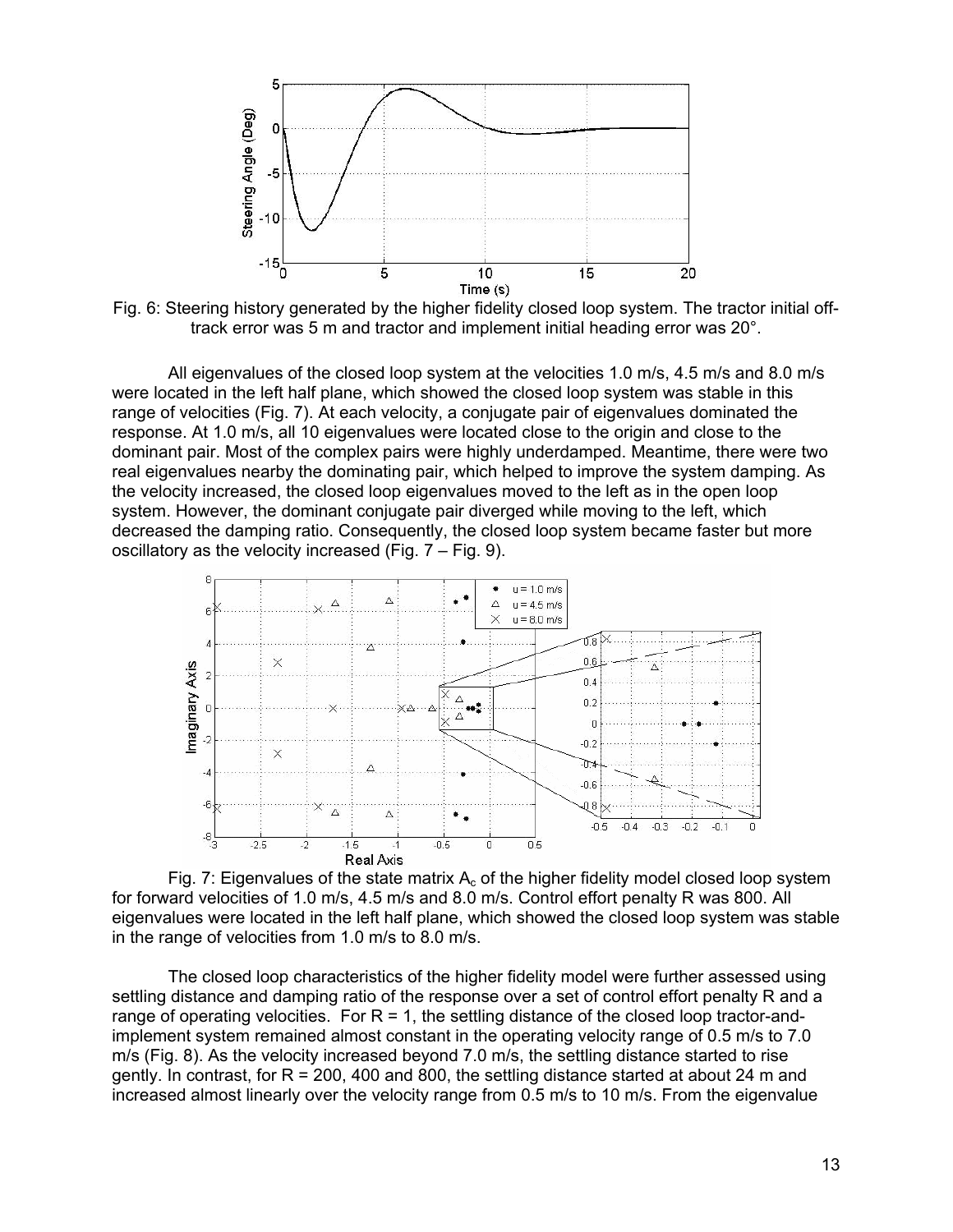Fig. 6: Steering history generated by the higher fidelity closed loop system. The tractor initial off-track error was 5 m and tractor and implement initial heading error was 20°.

All eigenvalues of the closed loop system at the velocities 1.0 m/s, 4.5 m/s and 8.0 m/s were located in the left half plane, which showed the closed loop system was stable in this range of velocities (Fig. 7). At each velocity, a conjugate pair of eigenvalues dominated the response. At 1.0 m/s, all 10 eigenvalues were located close to the origin and close to the dominant pair. Most of the complex pairs were highly underdamped. Meantime, there were two real eigenvalues nearby the dominating pair, which helped to improve the system damping. As the velocity increased, the closed loop eigenvalues moved to the left as in the open loop system. However, the dominant conjugate pair diverged while moving to the left, which decreased the damping ratio. Consequently, the closed loop system became faster but more oscillatory as the velocity increased (Fig. 7 – Fig. 9).

Fig. 7: Eigenvalues of the state matrix $A_c$ of the higher fidelity model closed loop system for forward velocities of 1.0 m/s, 4.5 m/s and 8.0 m/s. Control effort penalty R was 800. All eigenvalues were located in the left half plane, which showed the closed loop system was stable in the range of velocities from 1.0 m/s to 8.0 m/s.

The closed loop characteristics of the higher fidelity model were further assessed using settling distance and damping ratio of the response over a set of control effort penalty R and a range of operating velocities. For R = 1, the settling distance of the closed loop tractor-and-implement system remained almost constant in the operating velocity range of 0.5 m/s to 7.0 m/s (Fig. 8). As the velocity increased beyond 7.0 m/s, the settling distance started to rise gently. In contrast, for R = 200, 400 and 800, the settling distance started at about 24 m and increased almost linearly over the velocity range from 0.5 m/s to 10 m/s. From the eigenvalue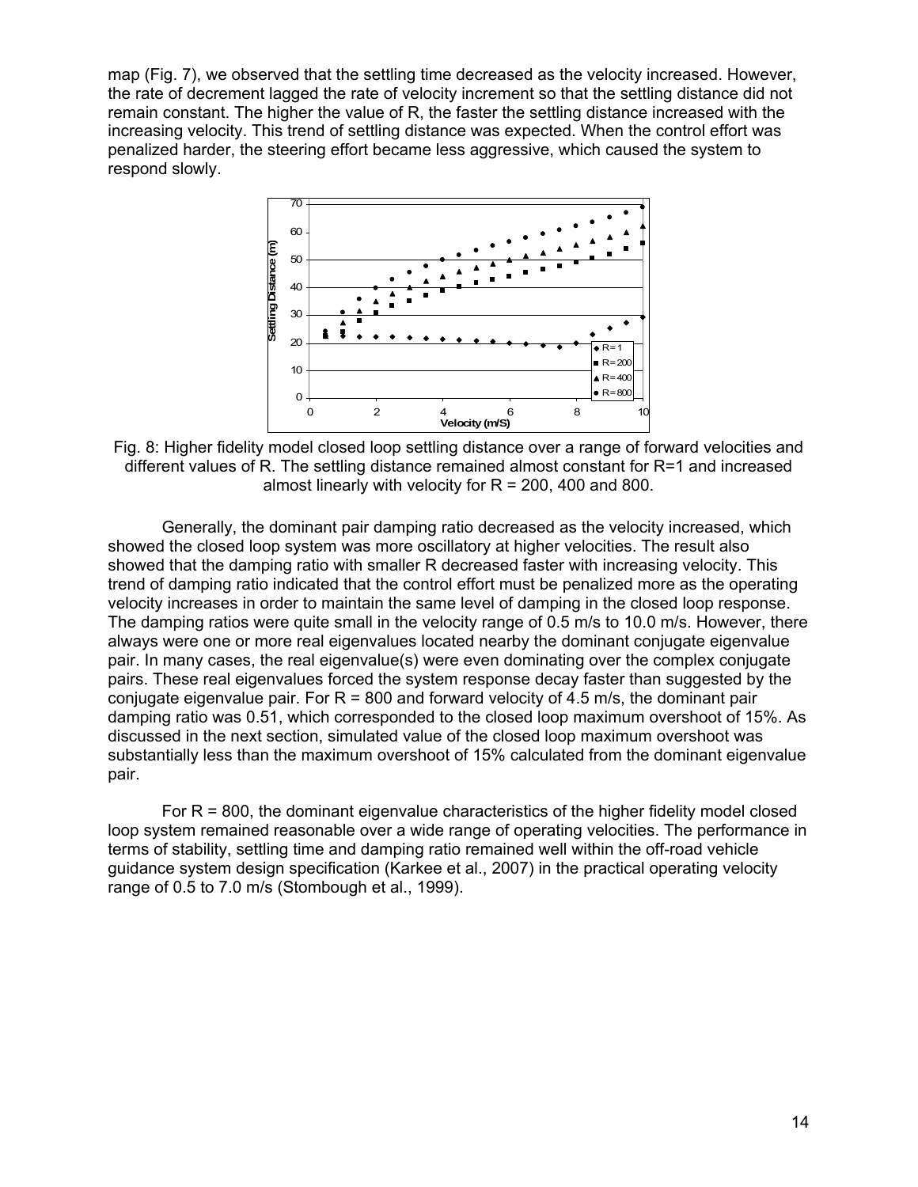map (Fig. 7), we observed that the settling time decreased as the velocity increased. However, the rate of decrement lagged the rate of velocity increment so that the settling distance did not remain constant. The higher the value of R, the faster the settling distance increased with the increasing velocity. This trend of settling distance was expected. When the control effort was penalized harder, the steering effort became less aggressive, which caused the system to respond slowly.

Fig. 8: Higher fidelity model closed loop settling distance over a range of forward velocities and different values of R. The settling distance remained almost constant for R=1 and increased almost linearly with velocity for R = 200, 400 and 800.

Generally, the dominant pair damping ratio decreased as the velocity increased, which showed the closed loop system was more oscillatory at higher velocities. The result also showed that the damping ratio with smaller R decreased faster with increasing velocity. This trend of damping ratio indicated that the control effort must be penalized more as the operating velocity increases in order to maintain the same level of damping in the closed loop response. The damping ratios were quite small in the velocity range of 0.5 m/s to 10.0 m/s. However, there always were one or more real eigenvalues located nearby the dominant conjugate eigenvalue pair. In many cases, the real eigenvalue(s) were even dominating over the complex conjugate pairs. These real eigenvalues forced the system response decay faster than suggested by the conjugate eigenvalue pair. For R = 800 and forward velocity of 4.5 m/s, the dominant pair damping ratio was 0.51, which corresponded to the closed loop maximum overshoot of 15%. As discussed in the next section, simulated value of the closed loop maximum overshoot was substantially less than the maximum overshoot of 15% calculated from the dominant eigenvalue pair.

For R = 800, the dominant eigenvalue characteristics of the higher fidelity model closed loop system remained reasonable over a wide range of operating velocities. The performance in terms of stability, settling time and damping ratio remained well within the off-road vehicle guidance system design specification (Karkee et al., 2007) in the practical operating velocity range of 0.5 to 7.0 m/s (Stombough et al., 1999).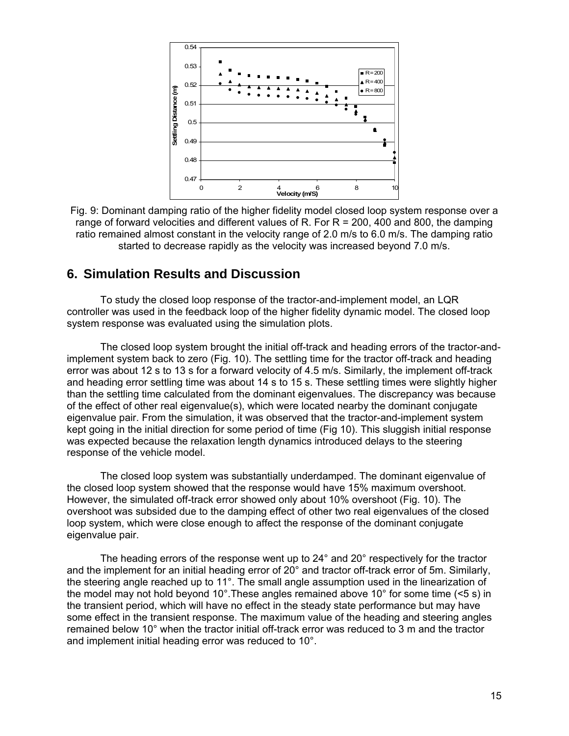Fig. 9: Dominant damping ratio of the higher fidelity model closed loop system response over a range of forward velocities and different values of R. For R = 200, 400 and 800, the damping ratio remained almost constant in the velocity range of 2.0 m/s to 6.0 m/s. The damping ratio started to decrease rapidly as the velocity was increased beyond 7.0 m/s.

## 6. Simulation Results and Discussion

To study the closed loop response of the tractor-and-implement model, an LQR controller was used in the feedback loop of the higher fidelity dynamic model. The closed loop system response was evaluated using the simulation plots.

The closed loop system brought the initial off-track and heading errors of the tractor-and-implement system back to zero (Fig. 10). The settling time for the tractor off-track and heading error was about 12 s to 13 s for a forward velocity of 4.5 m/s. Similarly, the implement off-track and heading error settling time was about 14 s to 15 s. These settling times were slightly higher than the settling time calculated from the dominant eigenvalues. The discrepancy was because of the effect of other real eigenvalue(s), which were located nearby the dominant conjugate eigenvalue pair. From the simulation, it was observed that the tractor-and-implement system kept going in the initial direction for some period of time (Fig 10). This sluggish initial response was expected because the relaxation length dynamics introduced delays to the steering response of the vehicle model.

The closed loop system was substantially underdamped. The dominant eigenvalue of the closed loop system showed that the response would have 15% maximum overshoot. However, the simulated off-track error showed only about 10% overshoot (Fig. 10). The overshoot was subsided due to the damping effect of other two real eigenvalues of the closed loop system, which were close enough to affect the response of the dominant conjugate eigenvalue pair.

The heading errors of the response went up to 24° and 20° respectively for the tractor and the implement for an initial heading error of 20° and tractor off-track error of 5m. Similarly, the steering angle reached up to 11°. The small angle assumption used in the linearization of the model may not hold beyond 10°.These angles remained above 10° for some time (<5 s) in the transient period, which will have no effect in the steady state performance but may have some effect in the transient response. The maximum value of the heading and steering angles remained below 10° when the tractor initial off-track error was reduced to 3 m and the tractor and implement initial heading error was reduced to 10°.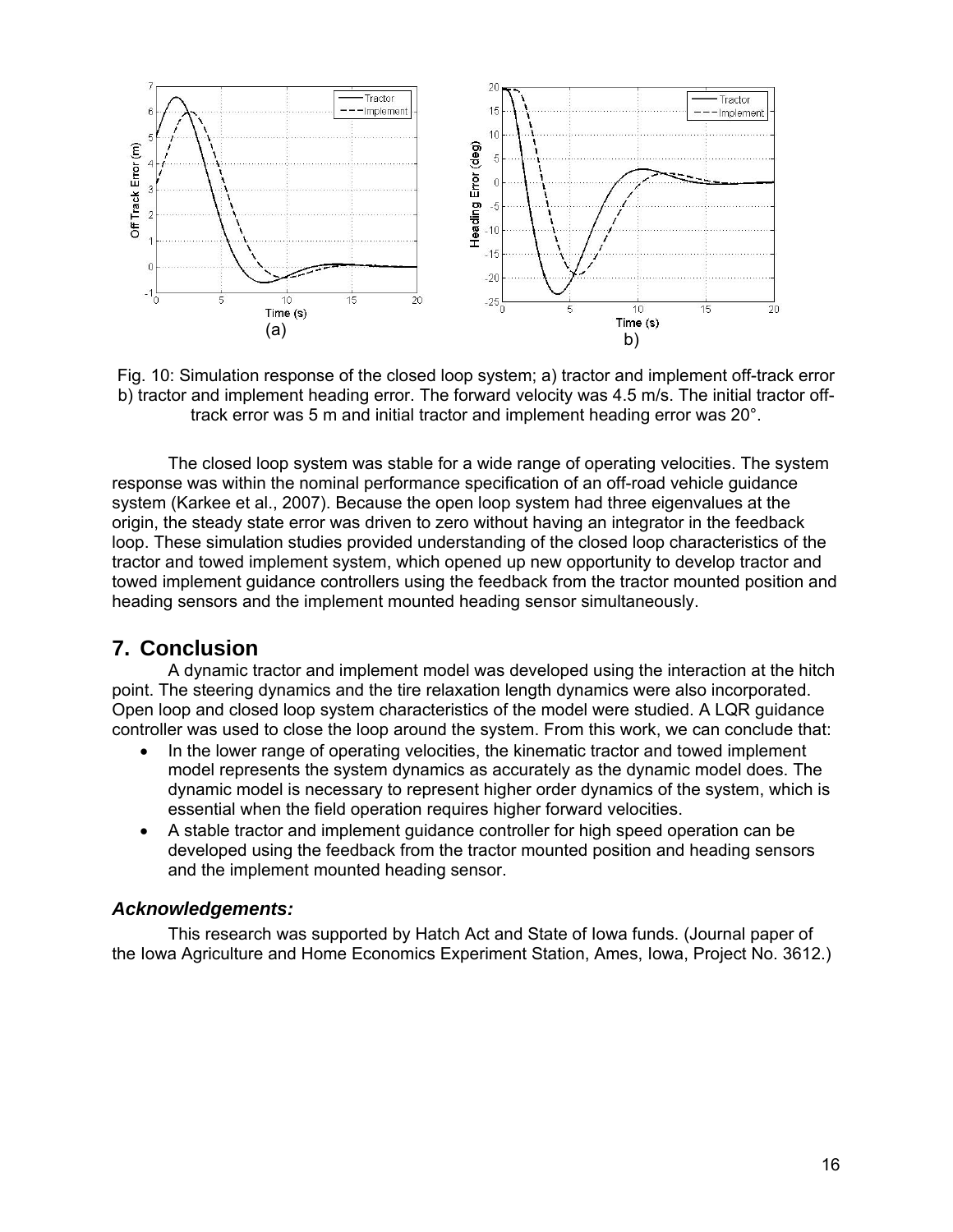Fig. 10: Simulation response of the closed loop system; a) tractor and implement off-track error b) tractor and implement heading error. The forward velocity was 4.5 m/s. The initial tractor off-track error was 5 m and initial tractor and implement heading error was 20°.

The closed loop system was stable for a wide range of operating velocities. The system response was within the nominal performance specification of an off-road vehicle guidance system (Karkee et al., 2007). Because the open loop system had three eigenvalues at the origin, the steady state error was driven to zero without having an integrator in the feedback loop. These simulation studies provided understanding of the closed loop characteristics of the tractor and towed implement system, which opened up new opportunity to develop tractor and towed implement guidance controllers using the feedback from the tractor mounted position and heading sensors and the implement mounted heading sensor simultaneously.

## 7. Conclusion

A dynamic tractor and implement model was developed using the interaction at the hitch point. The steering dynamics and the tire relaxation length dynamics were also incorporated. Open loop and closed loop system characteristics of the model were studied. A LQR guidance controller was used to close the loop around the system. From this work, we can conclude that:

- In the lower range of operating velocities, the kinematic tractor and towed implement model represents the system dynamics as accurately as the dynamic model does. The dynamic model is necessary to represent higher order dynamics of the system, which is essential when the field operation requires higher forward velocities.
- A stable tractor and implement guidance controller for high speed operation can be developed using the feedback from the tractor mounted position and heading sensors and the implement mounted heading sensor.

### *Acknowledgements:*

This research was supported by Hatch Act and State of Iowa funds. (Journal paper of the Iowa Agriculture and Home Economics Experiment Station, Ames, Iowa, Project No. 3612.)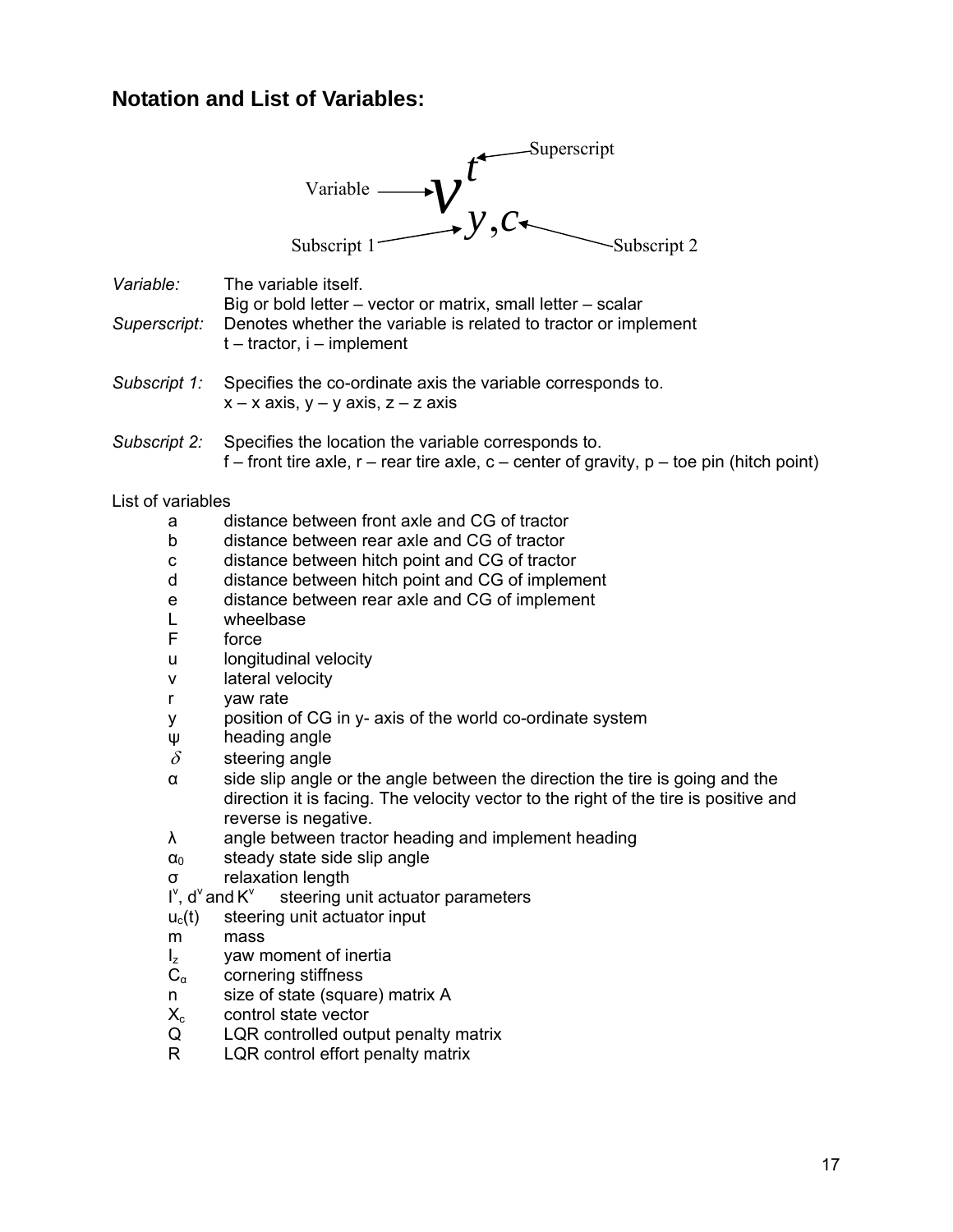## Notation and List of Variables:

$$v^{t}_{y,c}$$

Variable → $v$; Superscript → $t$; Subscript 1 → $y$; Subscript 2 → $c$

*Variable:* The variable itself.
Big or bold letter – vector or matrix, small letter – scalar

*Superscript:* Denotes whether the variable is related to tractor or implement
t – tractor, i – implement

*Subscript 1:* Specifies the co-ordinate axis the variable corresponds to.
x – x axis, y – y axis, z – z axis

*Subscript 2:* Specifies the location the variable corresponds to.
f – front tire axle, r – rear tire axle, c – center of gravity, p – toe pin (hitch point)

List of variables

- $a$ distance between front axle and CG of tractor
- $b$ distance between rear axle and CG of tractor
- $c$ distance between hitch point and CG of tractor
- $d$ distance between hitch point and CG of implement
- $e$ distance between rear axle and CG of implement
- $L$ wheelbase
- $F$ force
- $u$ longitudinal velocity
- $v$ lateral velocity
- $r$ yaw rate
- $y$ position of CG in y- axis of the world co-ordinate system
- $\psi$ heading angle
- $\delta$ steering angle
- $\alpha$ side slip angle or the angle between the direction the tire is going and the direction it is facing. The velocity vector to the right of the tire is positive and reverse is negative.
- $\lambda$ angle between tractor heading and implement heading
- $\alpha_0$ steady state side slip angle
- $\sigma$ relaxation length
- $I^v$, $d^v$ and $K^v$ steering unit actuator parameters
- $u_c(t)$ steering unit actuator input
- $m$ mass
- $I_z$ yaw moment of inertia
- $C_\alpha$ cornering stiffness
- $n$ size of state (square) matrix A
- $X_c$ control state vector
- $Q$ LQR controlled output penalty matrix
- $R$ LQR control effort penalty matrix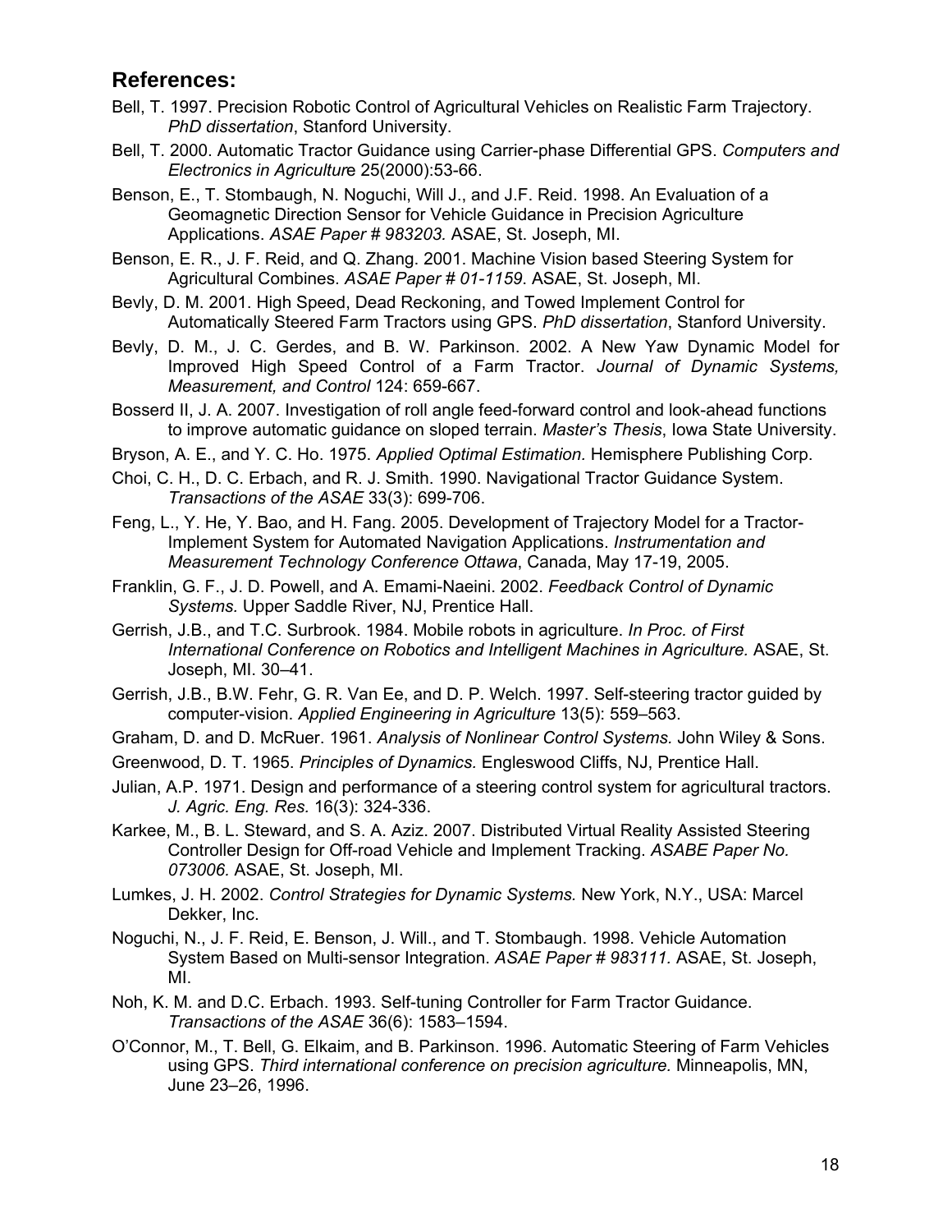## References:

Bell, T. 1997. Precision Robotic Control of Agricultural Vehicles on Realistic Farm Trajectory. *PhD dissertation*, Stanford University.

Bell, T. 2000. Automatic Tractor Guidance using Carrier-phase Differential GPS. *Computers and Electronics in Agriculture* 25(2000):53-66.

Benson, E., T. Stombaugh, N. Noguchi, Will J., and J.F. Reid. 1998. An Evaluation of a Geomagnetic Direction Sensor for Vehicle Guidance in Precision Agriculture Applications. *ASAE Paper # 983203.* ASAE, St. Joseph, MI.

Benson, E. R., J. F. Reid, and Q. Zhang. 2001. Machine Vision based Steering System for Agricultural Combines. *ASAE Paper # 01-1159*. ASAE, St. Joseph, MI.

Bevly, D. M. 2001. High Speed, Dead Reckoning, and Towed Implement Control for Automatically Steered Farm Tractors using GPS. *PhD dissertation*, Stanford University.

Bevly, D. M., J. C. Gerdes, and B. W. Parkinson. 2002. A New Yaw Dynamic Model for Improved High Speed Control of a Farm Tractor. *Journal of Dynamic Systems, Measurement, and Control* 124: 659-667.

Bosserd II, J. A. 2007. Investigation of roll angle feed-forward control and look-ahead functions to improve automatic guidance on sloped terrain. *Master's Thesis*, Iowa State University.

Bryson, A. E., and Y. C. Ho. 1975. *Applied Optimal Estimation.* Hemisphere Publishing Corp.

Choi, C. H., D. C. Erbach, and R. J. Smith. 1990. Navigational Tractor Guidance System. *Transactions of the ASAE* 33(3): 699-706.

Feng, L., Y. He, Y. Bao, and H. Fang. 2005. Development of Trajectory Model for a Tractor-Implement System for Automated Navigation Applications. *Instrumentation and Measurement Technology Conference Ottawa*, Canada, May 17-19, 2005.

Franklin, G. F., J. D. Powell, and A. Emami-Naeini. 2002. *Feedback Control of Dynamic Systems.* Upper Saddle River, NJ, Prentice Hall.

Gerrish, J.B., and T.C. Surbrook. 1984. Mobile robots in agriculture. *In Proc. of First International Conference on Robotics and Intelligent Machines in Agriculture.* ASAE, St. Joseph, MI. 30–41.

Gerrish, J.B., B.W. Fehr, G. R. Van Ee, and D. P. Welch. 1997. Self-steering tractor guided by computer-vision. *Applied Engineering in Agriculture* 13(5): 559–563.

Graham, D. and D. McRuer. 1961. *Analysis of Nonlinear Control Systems.* John Wiley & Sons.

Greenwood, D. T. 1965. *Principles of Dynamics.* Englewood Cliffs, NJ, Prentice Hall.

Julian, A.P. 1971. Design and performance of a steering control system for agricultural tractors. *J. Agric. Eng. Res.* 16(3): 324-336.

Karkee, M., B. L. Steward, and S. A. Aziz. 2007. Distributed Virtual Reality Assisted Steering Controller Design for Off-road Vehicle and Implement Tracking. *ASABE Paper No. 073006.* ASAE, St. Joseph, MI.

Lumkes, J. H. 2002. *Control Strategies for Dynamic Systems.* New York, N.Y., USA: Marcel Dekker, Inc.

Noguchi, N., J. F. Reid, E. Benson, J. Will., and T. Stombaugh. 1998. Vehicle Automation System Based on Multi-sensor Integration. *ASAE Paper # 983111.* ASAE, St. Joseph, MI.

Noh, K. M. and D.C. Erbach. 1993. Self-tuning Controller for Farm Tractor Guidance. *Transactions of the ASAE* 36(6): 1583–1594.

O'Connor, M., T. Bell, G. Elkaim, and B. Parkinson. 1996. Automatic Steering of Farm Vehicles using GPS. *Third international conference on precision agriculture.* Minneapolis, MN, June 23–26, 1996.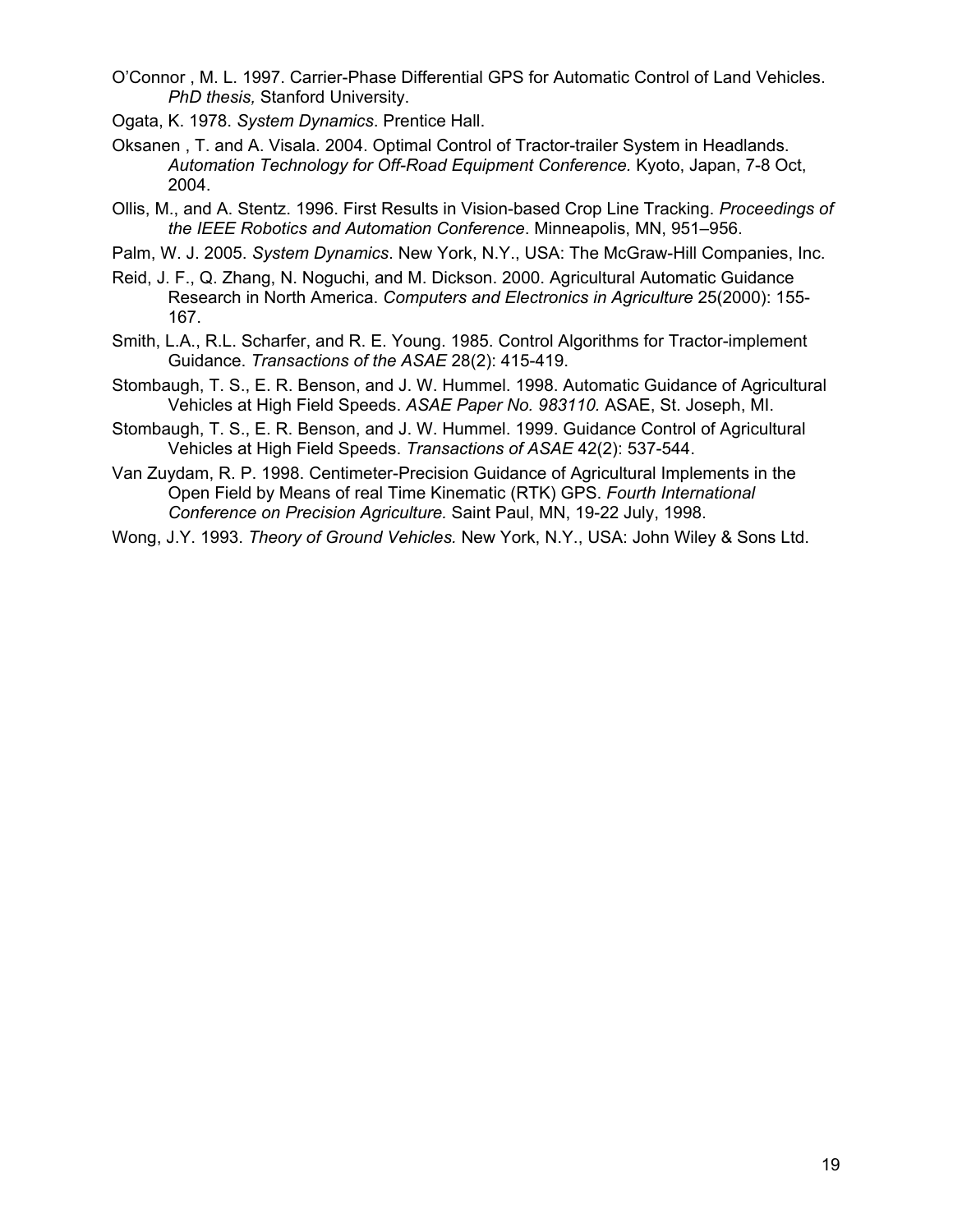O'Connor , M. L. 1997. Carrier-Phase Differential GPS for Automatic Control of Land Vehicles. *PhD thesis,* Stanford University.

Ogata, K. 1978. *System Dynamics*. Prentice Hall.

Oksanen , T. and A. Visala. 2004. Optimal Control of Tractor-trailer System in Headlands. *Automation Technology for Off-Road Equipment Conference.* Kyoto, Japan, 7-8 Oct, 2004.

Ollis, M., and A. Stentz. 1996. First Results in Vision-based Crop Line Tracking. *Proceedings of the IEEE Robotics and Automation Conference*. Minneapolis, MN, 951–956.

Palm, W. J. 2005. *System Dynamics*. New York, N.Y., USA: The McGraw-Hill Companies, Inc.

Reid, J. F., Q. Zhang, N. Noguchi, and M. Dickson. 2000. Agricultural Automatic Guidance Research in North America. *Computers and Electronics in Agriculture* 25(2000): 155-167.

Smith, L.A., R.L. Scharfer, and R. E. Young. 1985. Control Algorithms for Tractor-implement Guidance. *Transactions of the ASAE* 28(2): 415-419.

Stombaugh, T. S., E. R. Benson, and J. W. Hummel. 1998. Automatic Guidance of Agricultural Vehicles at High Field Speeds. *ASAE Paper No. 983110.* ASAE, St. Joseph, MI.

Stombaugh, T. S., E. R. Benson, and J. W. Hummel. 1999. Guidance Control of Agricultural Vehicles at High Field Speeds. *Transactions of ASAE* 42(2): 537-544.

Van Zuydam, R. P. 1998. Centimeter-Precision Guidance of Agricultural Implements in the Open Field by Means of real Time Kinematic (RTK) GPS. *Fourth International Conference on Precision Agriculture.* Saint Paul, MN, 19-22 July, 1998.

Wong, J.Y. 1993. *Theory of Ground Vehicles.* New York, N.Y., USA: John Wiley & Sons Ltd.